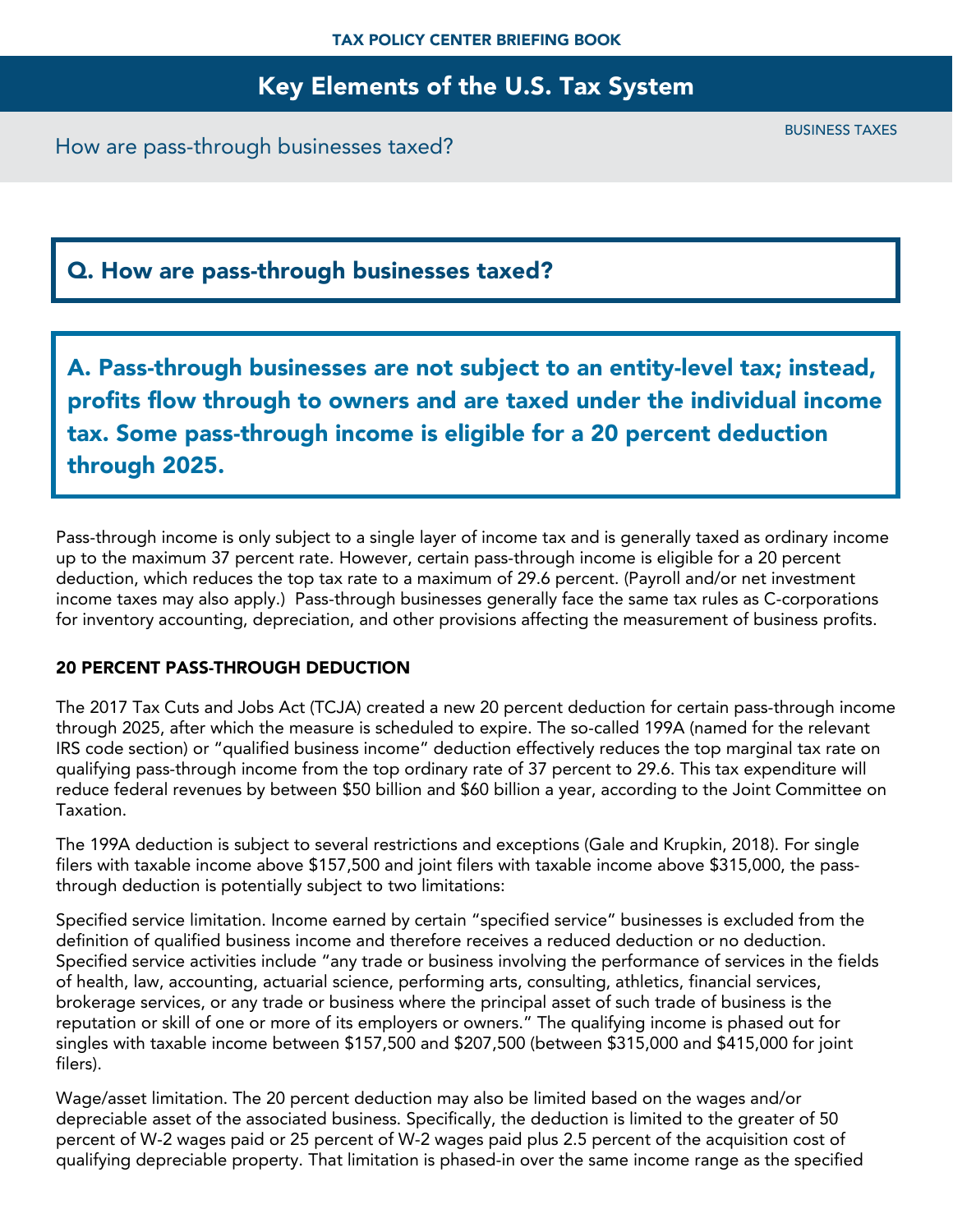# Key Elements of the U.S. Tax System

How are pass-through businesses taxed?

BUSINESS TAXES

## Q. How are pass-through businesses taxed?

## A. Pass-through businesses are not subject to an entity-level tax; instead, profits flow through to owners and are taxed under the individual income tax. Some pass-through income is eligible for a 20 percent deduction through 2025.

Pass-through income is only subject to a single layer of income tax and is generally taxed as ordinary income up to the maximum 37 percent rate. However, certain pass-through income is eligible for a 20 percent deduction, which reduces the top tax rate to a maximum of 29.6 percent. (Payroll and/or net investment income taxes may also apply.) Pass-through businesses generally face the same tax rules as C-corporations for inventory accounting, depreciation, and other provisions affecting the measurement of business profits.

### 20 PERCENT PASS-THROUGH DEDUCTION

The 2017 Tax Cuts and Jobs Act (TCJA) created a new 20 percent deduction for certain pass-through income through 2025, after which the measure is scheduled to expire. The so-called 199A (named for the relevant IRS code section) or "qualified business income" deduction effectively reduces the top marginal tax rate on qualifying pass-through income from the top ordinary rate of 37 percent to 29.6. This tax expenditure will reduce federal revenues by between $50 billion and $60 billion a year, according to the Joint Committee on Taxation.

The 199A deduction is subject to several restrictions and exceptions (Gale and Krupkin, 2018). For single filers with taxable income above $157,500 and joint filers with taxable income above $315,000, the pass-through deduction is potentially subject to two limitations:

Specified service limitation. Income earned by certain "specified service" businesses is excluded from the definition of qualified business income and therefore receives a reduced deduction or no deduction. Specified service activities include "any trade or business involving the performance of services in the fields of health, law, accounting, actuarial science, performing arts, consulting, athletics, financial services, brokerage services, or any trade or business where the principal asset of such trade of business is the reputation or skill of one or more of its employers or owners." The qualifying income is phased out for singles with taxable income between $157,500 and $207,500 (between $315,000 and $415,000 for joint filers).

Wage/asset limitation. The 20 percent deduction may also be limited based on the wages and/or depreciable asset of the associated business. Specifically, the deduction is limited to the greater of 50 percent of W-2 wages paid or 25 percent of W-2 wages paid plus 2.5 percent of the acquisition cost of qualifying depreciable property. That limitation is phased-in over the same income range as the specified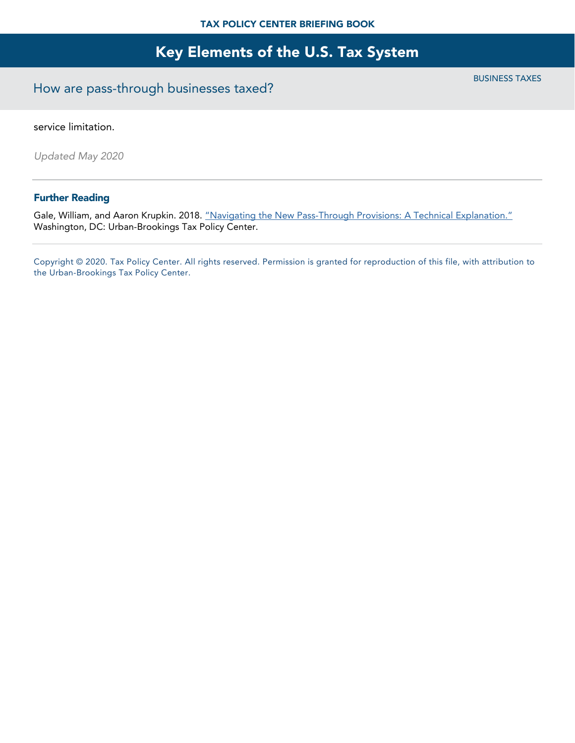service limitation.

*Updated May 2020*

---

### Further Reading

Gale, William, and Aaron Krupkin. 2018. "Navigating the New Pass-Through Provisions: A Technical Explanation." Washington, DC: Urban-Brookings Tax Policy Center.

---

Copyright © 2020. Tax Policy Center. All rights reserved. Permission is granted for reproduction of this file, with attribution to the Urban-Brookings Tax Policy Center.